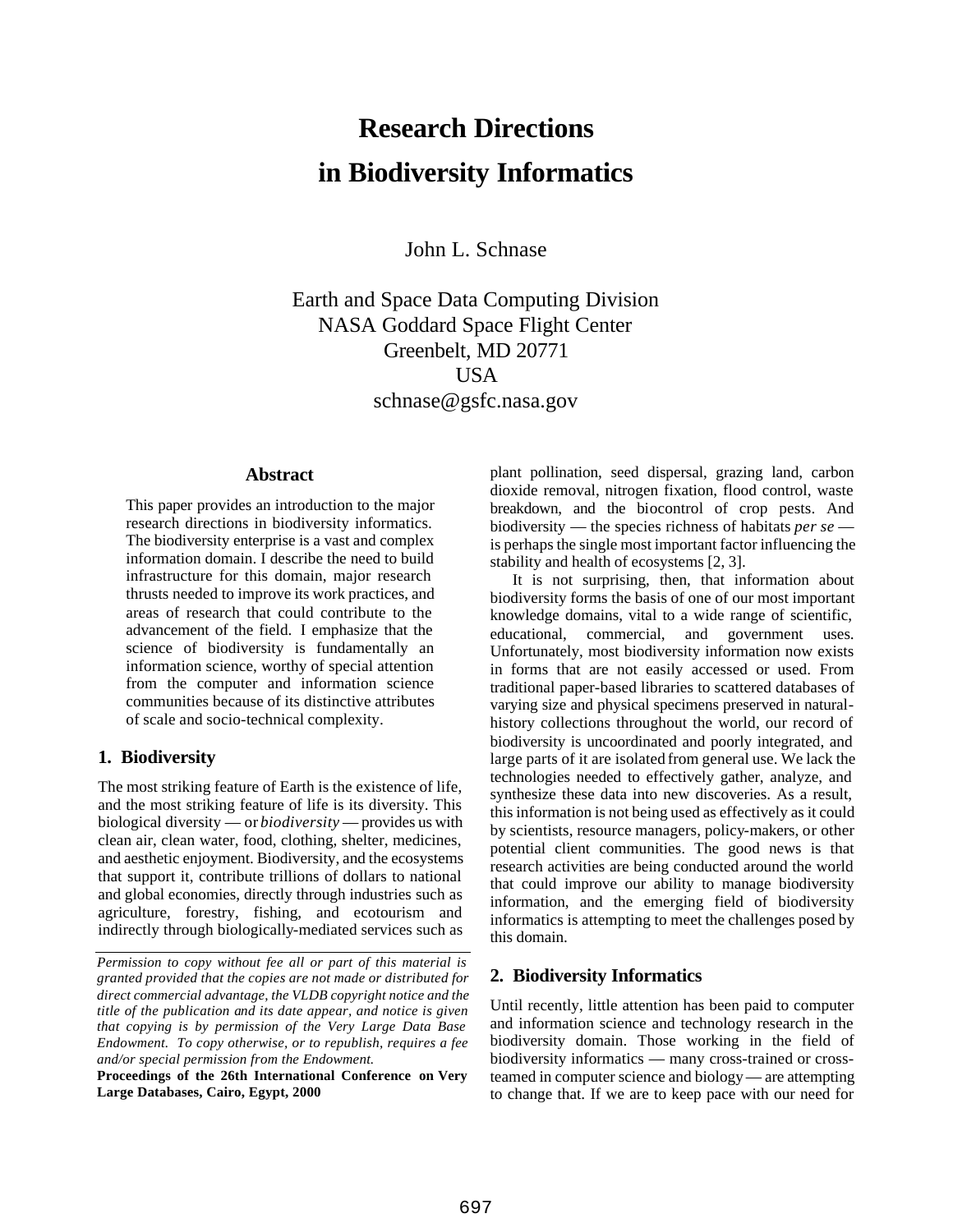# Research Directions in Biodiversity Informatics

John L. Schnase

Earth and Space Data Computing Division
NASA Goddard Space Flight Center
Greenbelt, MD 20771
USA
schnase@gsfc.nasa.gov

### Abstract

This paper provides an introduction to the major research directions in biodiversity informatics. The biodiversity enterprise is a vast and complex information domain. I describe the need to build infrastructure for this domain, major research thrusts needed to improve its work practices, and areas of research that could contribute to the advancement of the field. I emphasize that the science of biodiversity is fundamentally an information science, worthy of special attention from the computer and information science communities because of its distinctive attributes of scale and socio-technical complexity.

## 1. Biodiversity

The most striking feature of Earth is the existence of life, and the most striking feature of life is its diversity. This biological diversity — or *biodiversity* — provides us with clean air, clean water, food, clothing, shelter, medicines, and aesthetic enjoyment. Biodiversity, and the ecosystems that support it, contribute trillions of dollars to national and global economies, directly through industries such as agriculture, forestry, fishing, and ecotourism and indirectly through biologically-mediated services such as plant pollination, seed dispersal, grazing land, carbon dioxide removal, nitrogen fixation, flood control, waste breakdown, and the biocontrol of crop pests. And biodiversity — the species richness of habitats *per se* — is perhaps the single most important factor influencing the stability and health of ecosystems [2, 3].

It is not surprising, then, that information about biodiversity forms the basis of one of our most important knowledge domains, vital to a wide range of scientific, educational, commercial, and government uses. Unfortunately, most biodiversity information now exists in forms that are not easily accessed or used. From traditional paper-based libraries to scattered databases of varying size and physical specimens preserved in natural-history collections throughout the world, our record of biodiversity is uncoordinated and poorly integrated, and large parts of it are isolated from general use. We lack the technologies needed to effectively gather, analyze, and synthesize these data into new discoveries. As a result, this information is not being used as effectively as it could by scientists, resource managers, policy-makers, or other potential client communities. The good news is that research activities are being conducted around the world that could improve our ability to manage biodiversity information, and the emerging field of biodiversity informatics is attempting to meet the challenges posed by this domain.

## 2. Biodiversity Informatics

Until recently, little attention has been paid to computer and information science and technology research in the biodiversity domain. Those working in the field of biodiversity informatics — many cross-trained or cross-teamed in computer science and biology — are attempting to change that. If we are to keep pace with our need for

*Permission to copy without fee all or part of this material is granted provided that the copies are not made or distributed for direct commercial advantage, the VLDB copyright notice and the title of the publication and its date appear, and notice is given that copying is by permission of the Very Large Data Base Endowment. To copy otherwise, or to republish, requires a fee and/or special permission from the Endowment.*

**Proceedings of the 26th International Conference on Very Large Databases, Cairo, Egypt, 2000**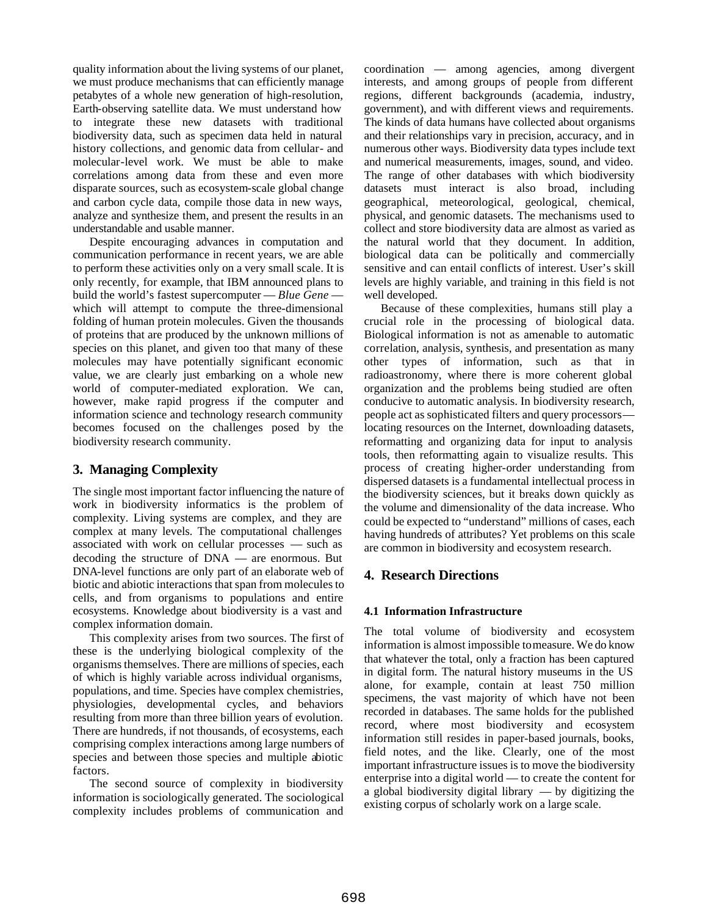quality information about the living systems of our planet, we must produce mechanisms that can efficiently manage petabytes of a whole new generation of high-resolution, Earth-observing satellite data. We must understand how to integrate these new datasets with traditional biodiversity data, such as specimen data held in natural history collections, and genomic data from cellular- and molecular-level work. We must be able to make correlations among data from these and even more disparate sources, such as ecosystem-scale global change and carbon cycle data, compile those data in new ways, analyze and synthesize them, and present the results in an understandable and usable manner.

Despite encouraging advances in computation and communication performance in recent years, we are able to perform these activities only on a very small scale. It is only recently, for example, that IBM announced plans to build the world's fastest supercomputer — *Blue Gene* — which will attempt to compute the three-dimensional folding of human protein molecules. Given the thousands of proteins that are produced by the unknown millions of species on this planet, and given too that many of these molecules may have potentially significant economic value, we are clearly just embarking on a whole new world of computer-mediated exploration. We can, however, make rapid progress if the computer and information science and technology research community becomes focused on the challenges posed by the biodiversity research community.

## 3. Managing Complexity

The single most important factor influencing the nature of work in biodiversity informatics is the problem of complexity. Living systems are complex, and they are complex at many levels. The computational challenges associated with work on cellular processes — such as decoding the structure of DNA — are enormous. But DNA-level functions are only part of an elaborate web of biotic and abiotic interactions that span from molecules to cells, and from organisms to populations and entire ecosystems. Knowledge about biodiversity is a vast and complex information domain.

This complexity arises from two sources. The first of these is the underlying biological complexity of the organisms themselves. There are millions of species, each of which is highly variable across individual organisms, populations, and time. Species have complex chemistries, physiologies, developmental cycles, and behaviors resulting from more than three billion years of evolution. There are hundreds, if not thousands, of ecosystems, each comprising complex interactions among large numbers of species and between those species and multiple abiotic factors.

The second source of complexity in biodiversity information is sociologically generated. The sociological complexity includes problems of communication and coordination — among agencies, among divergent interests, and among groups of people from different regions, different backgrounds (academia, industry, government), and with different views and requirements. The kinds of data humans have collected about organisms and their relationships vary in precision, accuracy, and in numerous other ways. Biodiversity data types include text and numerical measurements, images, sound, and video. The range of other databases with which biodiversity datasets must interact is also broad, including geographical, meteorological, geological, chemical, physical, and genomic datasets. The mechanisms used to collect and store biodiversity data are almost as varied as the natural world that they document. In addition, biological data can be politically and commercially sensitive and can entail conflicts of interest. User's skill levels are highly variable, and training in this field is not well developed.

Because of these complexities, humans still play a crucial role in the processing of biological data. Biological information is not as amenable to automatic correlation, analysis, synthesis, and presentation as many other types of information, such as that in radioastronomy, where there is more coherent global organization and the problems being studied are often conducive to automatic analysis. In biodiversity research, people act as sophisticated filters and query processors — locating resources on the Internet, downloading datasets, reformatting and organizing data for input to analysis tools, then reformatting again to visualize results. This process of creating higher-order understanding from dispersed datasets is a fundamental intellectual process in the biodiversity sciences, but it breaks down quickly as the volume and dimensionality of the data increase. Who could be expected to "understand" millions of cases, each having hundreds of attributes? Yet problems on this scale are common in biodiversity and ecosystem research.

## 4. Research Directions

### 4.1 Information Infrastructure

The total volume of biodiversity and ecosystem information is almost impossible to measure. We do know that whatever the total, only a fraction has been captured in digital form. The natural history museums in the US alone, for example, contain at least 750 million specimens, the vast majority of which have not been recorded in databases. The same holds for the published record, where most biodiversity and ecosystem information still resides in paper-based journals, books, field notes, and the like. Clearly, one of the most important infrastructure issues is to move the biodiversity enterprise into a digital world — to create the content for a global biodiversity digital library — by digitizing the existing corpus of scholarly work on a large scale.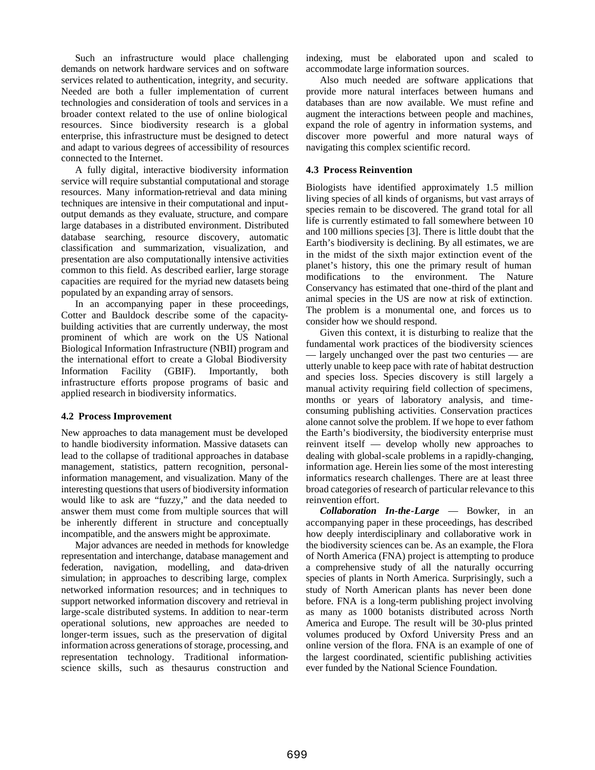Such an infrastructure would place challenging demands on network hardware services and on software services related to authentication, integrity, and security. Needed are both a fuller implementation of current technologies and consideration of tools and services in a broader context related to the use of online biological resources. Since biodiversity research is a global enterprise, this infrastructure must be designed to detect and adapt to various degrees of accessibility of resources connected to the Internet.

A fully digital, interactive biodiversity information service will require substantial computational and storage resources. Many information-retrieval and data mining techniques are intensive in their computational and input-output demands as they evaluate, structure, and compare large databases in a distributed environment. Distributed database searching, resource discovery, automatic classification and summarization, visualization, and presentation are also computationally intensive activities common to this field. As described earlier, large storage capacities are required for the myriad new datasets being populated by an expanding array of sensors.

In an accompanying paper in these proceedings, Cotter and Bauldock describe some of the capacity-building activities that are currently underway, the most prominent of which are work on the US National Biological Information Infrastructure (NBII) program and the international effort to create a Global Biodiversity Information Facility (GBIF). Importantly, both infrastructure efforts propose programs of basic and applied research in biodiversity informatics.

### 4.2 Process Improvement

New approaches to data management must be developed to handle biodiversity information. Massive datasets can lead to the collapse of traditional approaches in database management, statistics, pattern recognition, personal-information management, and visualization. Many of the interesting questions that users of biodiversity information would like to ask are "fuzzy," and the data needed to answer them must come from multiple sources that will be inherently different in structure and conceptually incompatible, and the answers might be approximate.

Major advances are needed in methods for knowledge representation and interchange, database management and federation, navigation, modelling, and data-driven simulation; in approaches to describing large, complex networked information resources; and in techniques to support networked information discovery and retrieval in large-scale distributed systems. In addition to near-term operational solutions, new approaches are needed to longer-term issues, such as the preservation of digital information across generations of storage, processing, and representation technology. Traditional information-science skills, such as thesaurus construction and indexing, must be elaborated upon and scaled to accommodate large information sources.

Also much needed are software applications that provide more natural interfaces between humans and databases than are now available. We must refine and augment the interactions between people and machines, expand the role of agentry in information systems, and discover more powerful and more natural ways of navigating this complex scientific record.

### 4.3 Process Reinvention

Biologists have identified approximately 1.5 million living species of all kinds of organisms, but vast arrays of species remain to be discovered. The grand total for all life is currently estimated to fall somewhere between 10 and 100 millions species [3]. There is little doubt that the Earth's biodiversity is declining. By all estimates, we are in the midst of the sixth major extinction event of the planet's history, this one the primary result of human modifications to the environment. The Nature Conservancy has estimated that one-third of the plant and animal species in the US are now at risk of extinction. The problem is a monumental one, and forces us to consider how we should respond.

Given this context, it is disturbing to realize that the fundamental work practices of the biodiversity sciences — largely unchanged over the past two centuries — are utterly unable to keep pace with rate of habitat destruction and species loss. Species discovery is still largely a manual activity requiring field collection of specimens, months or years of laboratory analysis, and time-consuming publishing activities. Conservation practices alone cannot solve the problem. If we hope to ever fathom the Earth's biodiversity, the biodiversity enterprise must reinvent itself — develop wholly new approaches to dealing with global-scale problems in a rapidly-changing, information age. Herein lies some of the most interesting informatics research challenges. There are at least three broad categories of research of particular relevance to this reinvention effort.

***Collaboration In-the-Large*** — Bowker, in an accompanying paper in these proceedings, has described how deeply interdisciplinary and collaborative work in the biodiversity sciences can be. As an example, the Flora of North America (FNA) project is attempting to produce a comprehensive study of all the naturally occurring species of plants in North America. Surprisingly, such a study of North American plants has never been done before. FNA is a long-term publishing project involving as many as 1000 botanists distributed across North America and Europe. The result will be 30-plus printed volumes produced by Oxford University Press and an online version of the flora. FNA is an example of one of the largest coordinated, scientific publishing activities ever funded by the National Science Foundation.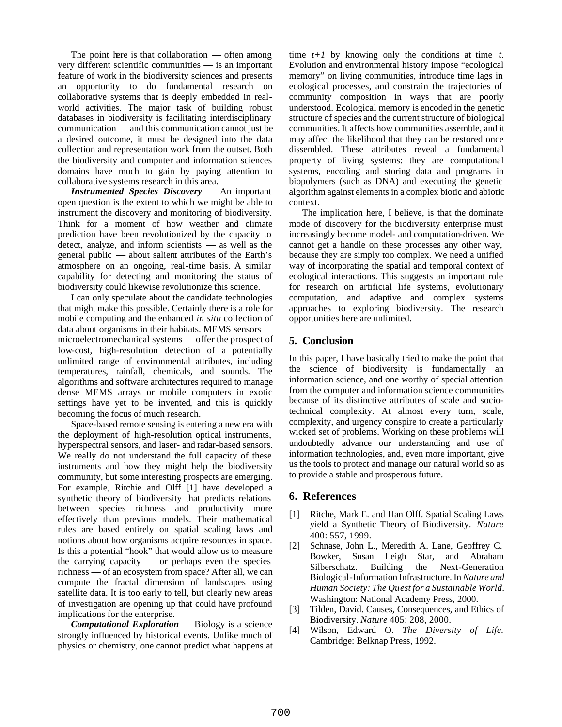The point here is that collaboration — often among very different scientific communities — is an important feature of work in the biodiversity sciences and presents an opportunity to do fundamental research on collaborative systems that is deeply embedded in real-world activities. The major task of building robust databases in biodiversity is facilitating interdisciplinary communication — and this communication cannot just be a desired outcome, it must be designed into the data collection and representation work from the outset. Both the biodiversity and computer and information sciences domains have much to gain by paying attention to collaborative systems research in this area.

***Instrumented Species Discovery*** — An important open question is the extent to which we might be able to instrument the discovery and monitoring of biodiversity. Think for a moment of how weather and climate prediction have been revolutionized by the capacity to detect, analyze, and inform scientists — as well as the general public — about salient attributes of the Earth's atmosphere on an ongoing, real-time basis. A similar capability for detecting and monitoring the status of biodiversity could likewise revolutionize this science.

I can only speculate about the candidate technologies that might make this possible. Certainly there is a role for mobile computing and the enhanced *in situ* collection of data about organisms in their habitats. MEMS sensors — microelectromechanical systems — offer the prospect of low-cost, high-resolution detection of a potentially unlimited range of environmental attributes, including temperatures, rainfall, chemicals, and sounds. The algorithms and software architectures required to manage dense MEMS arrays or mobile computers in exotic settings have yet to be invented, and this is quickly becoming the focus of much research.

Space-based remote sensing is entering a new era with the deployment of high-resolution optical instruments, hyperspectral sensors, and laser- and radar-based sensors. We really do not understand the full capacity of these instruments and how they might help the biodiversity community, but some interesting prospects are emerging. For example, Ritchie and Olff [1] have developed a synthetic theory of biodiversity that predicts relations between species richness and productivity more effectively than previous models. Their mathematical rules are based entirely on spatial scaling laws and notions about how organisms acquire resources in space. Is this a potential "hook" that would allow us to measure the carrying capacity — or perhaps even the species richness — of an ecosystem from space? After all, we can compute the fractal dimension of landscapes using satellite data. It is too early to tell, but clearly new areas of investigation are opening up that could have profound implications for the enterprise.

***Computational Exploration*** — Biology is a science strongly influenced by historical events. Unlike much of physics or chemistry, one cannot predict what happens at time $t+1$ by knowing only the conditions at time $t$. Evolution and environmental history impose "ecological memory" on living communities, introduce time lags in ecological processes, and constrain the trajectories of community composition in ways that are poorly understood. Ecological memory is encoded in the genetic structure of species and the current structure of biological communities. It affects how communities assemble, and it may affect the likelihood that they can be restored once dissembled. These attributes reveal a fundamental property of living systems: they are computational systems, encoding and storing data and programs in biopolymers (such as DNA) and executing the genetic algorithm against elements in a complex biotic and abiotic context.

The implication here, I believe, is that the dominate mode of discovery for the biodiversity enterprise must increasingly become model- and computation-driven. We cannot get a handle on these processes any other way, because they are simply too complex. We need a unified way of incorporating the spatial and temporal context of ecological interactions. This suggests an important role for research on artificial life systems, evolutionary computation, and adaptive and complex systems approaches to exploring biodiversity. The research opportunities here are unlimited.

## 5. Conclusion

In this paper, I have basically tried to make the point that the science of biodiversity is fundamentally an information science, and one worthy of special attention from the computer and information science communities because of its distinctive attributes of scale and socio-technical complexity. At almost every turn, scale, complexity, and urgency conspire to create a particularly wicked set of problems. Working on these problems will undoubtedly advance our understanding and use of information technologies, and, even more important, give us the tools to protect and manage our natural world so as to provide a stable and prosperous future.

## 6. References

[1] Ritche, Mark E. and Han Olff. Spatial Scaling Laws yield a Synthetic Theory of Biodiversity. *Nature* 400: 557, 1999.

[2] Schnase, John L., Meredith A. Lane, Geoffrey C. Bowker, Susan Leigh Star, and Abraham Silberschatz. Building the Next-Generation Biological-Information Infrastructure. In *Nature and Human Society: The Quest for a Sustainable World*. Washington: National Academy Press, 2000.

[3] Tilden, David. Causes, Consequences, and Ethics of Biodiversity. *Nature* 405: 208, 2000.

[4] Wilson, Edward O. *The Diversity of Life*. Cambridge: Belknap Press, 1992.